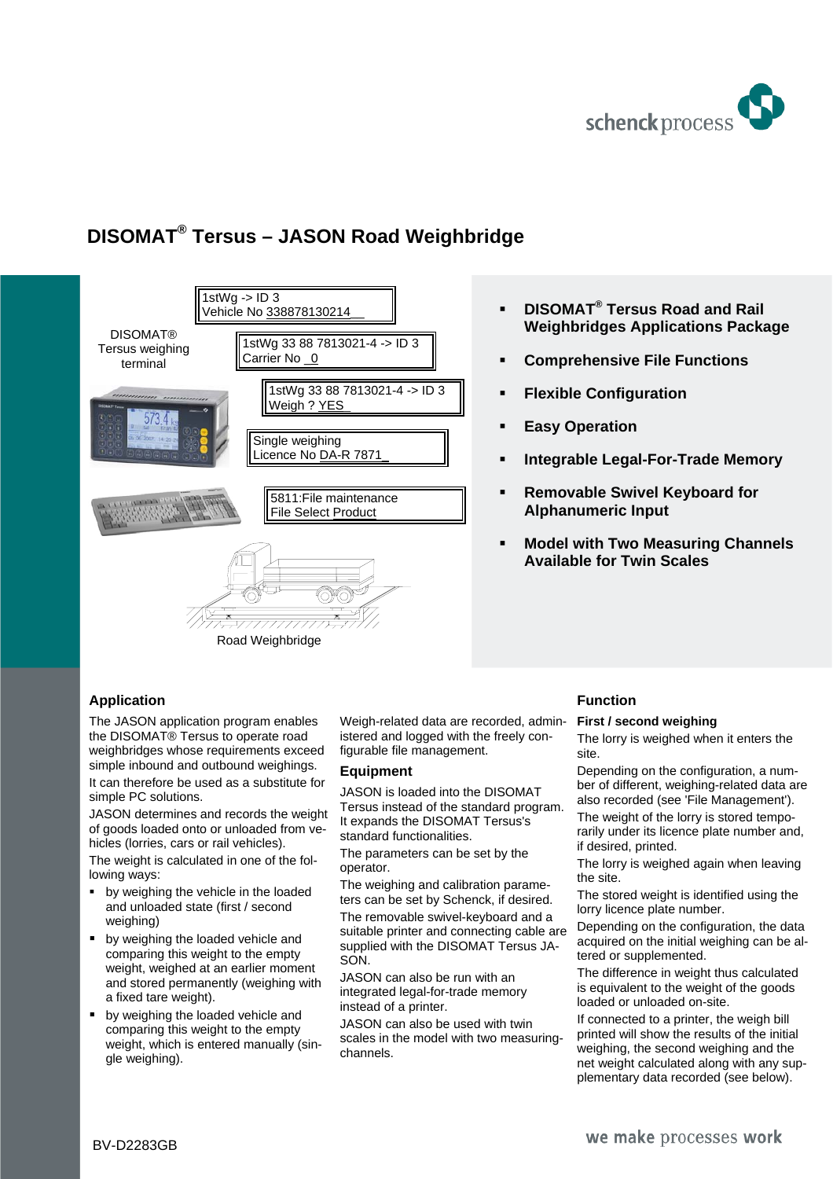# DISOMAT® Tersus – JASON Road Weighbridge

DISOMAT® Tersus weighing terminal

1stWg -> ID 3
Vehicle No 338878130214

1stWg 33 88 7813021-4 -> ID 3
Carrier No 0

1stWg 33 88 7813021-4 -> ID 3
Weigh ? YES

Single weighing
Licence No DA-R 7871

5811:File maintenance
File Select Product

Road Weighbridge

- **DISOMAT® Tersus Road and Rail Weighbridges Applications Package**
- **Comprehensive File Functions**
- **Flexible Configuration**
- **Easy Operation**
- **Integrable Legal-For-Trade Memory**
- **Removable Swivel Keyboard for Alphanumeric Input**
- **Model with Two Measuring Channels Available for Twin Scales**

## Application

The JASON application program enables the DISOMAT® Tersus to operate road weighbridges whose requirements exceed simple inbound and outbound weighings.

It can therefore be used as a substitute for simple PC solutions.

JASON determines and records the weight of goods loaded onto or unloaded from vehicles (lorries, cars or rail vehicles).

The weight is calculated in one of the following ways:

- by weighing the vehicle in the loaded and unloaded state (first / second weighing)
- by weighing the loaded vehicle and comparing this weight to the empty weight, weighed at an earlier moment and stored permanently (weighing with a fixed tare weight).
- by weighing the loaded vehicle and comparing this weight to the empty weight, which is entered manually (single weighing).

Weigh-related data are recorded, administered and logged with the freely configurable file management.

## Equipment

JASON is loaded into the DISOMAT Tersus instead of the standard program. It expands the DISOMAT Tersus's standard functionalities.

The parameters can be set by the operator.

The weighing and calibration parameters can be set by Schenck, if desired.

The removable swivel-keyboard and a suitable printer and connecting cable are supplied with the DISOMAT Tersus JASON.

JASON can also be run with an integrated legal-for-trade memory instead of a printer.

JASON can also be used with twin scales in the model with two measuring-channels.

## Function

### First / second weighing

The lorry is weighed when it enters the site.

Depending on the configuration, a number of different, weighing-related data are also recorded (see 'File Management').

The weight of the lorry is stored temporarily under its licence plate number and, if desired, printed.

The lorry is weighed again when leaving the site.

The stored weight is identified using the lorry licence plate number.

Depending on the configuration, the data acquired on the initial weighing can be altered or supplemented.

The difference in weight thus calculated is equivalent to the weight of the goods loaded or unloaded on-site.

If connected to a printer, the weigh bill printed will show the results of the initial weighing, the second weighing and the net weight calculated along with any supplementary data recorded (see below).

BV-D2283GB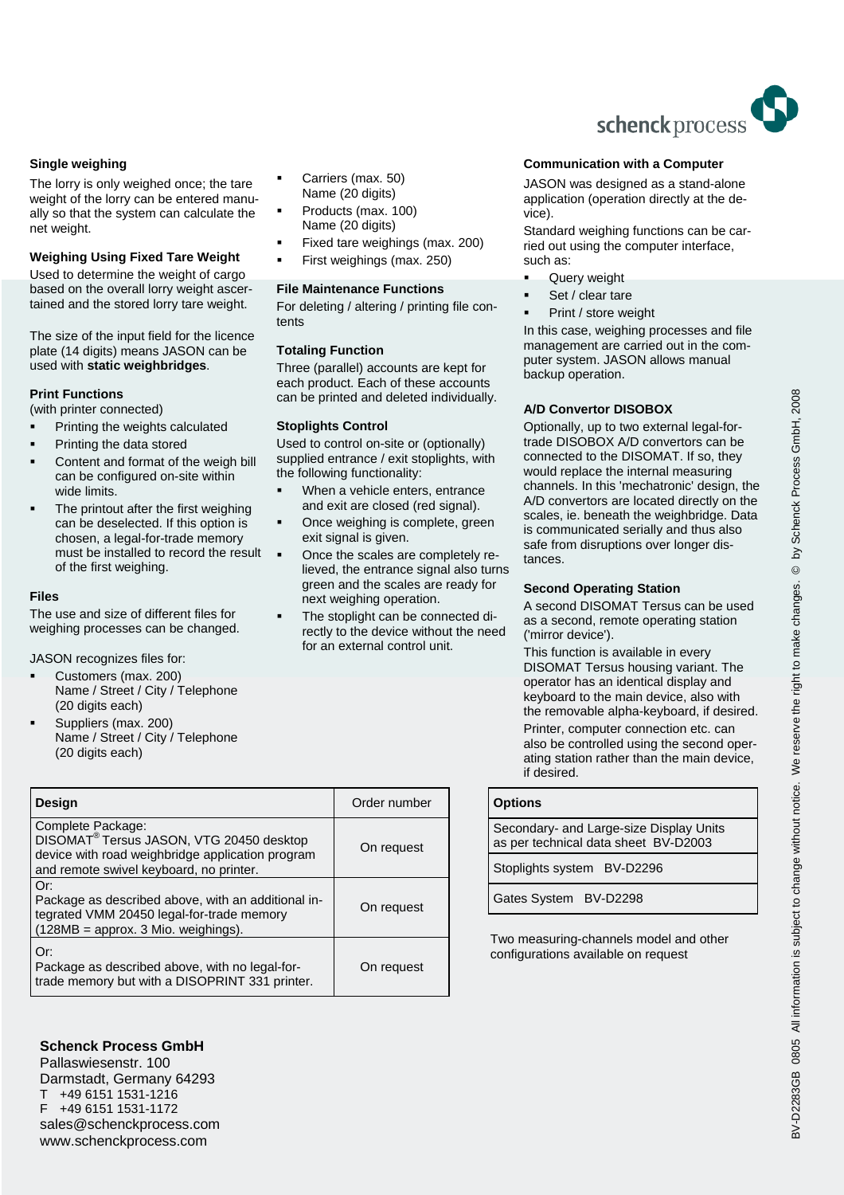### Single weighing

The lorry is only weighed once; the tare weight of the lorry can be entered manually so that the system can calculate the net weight.

### Weighing Using Fixed Tare Weight

Used to determine the weight of cargo based on the overall lorry weight ascertained and the stored lorry tare weight.

The size of the input field for the licence plate (14 digits) means JASON can be used with **static weighbridges**.

### Print Functions

(with printer connected)

- Printing the weights calculated
- Printing the data stored
- Content and format of the weigh bill can be configured on-site within wide limits.
- The printout after the first weighing can be deselected. If this option is chosen, a legal-for-trade memory must be installed to record the result of the first weighing.

### Files

The use and size of different files for weighing processes can be changed.

JASON recognizes files for:

- Customers (max. 200)
  Name / Street / City / Telephone (20 digits each)
- Suppliers (max. 200)
  Name / Street / City / Telephone (20 digits each)
- Carriers (max. 50)
  Name (20 digits)
- Products (max. 100)
  Name (20 digits)
- Fixed tare weighings (max. 200)
- First weighings (max. 250)

### File Maintenance Functions

For deleting / altering / printing file contents

### Totaling Function

Three (parallel) accounts are kept for each product. Each of these accounts can be printed and deleted individually.

### Stoplights Control

Used to control on-site or (optionally) supplied entrance / exit stoplights, with the following functionality:

- When a vehicle enters, entrance and exit are closed (red signal).
- Once weighing is complete, green exit signal is given.
- Once the scales are completely relieved, the entrance signal also turns green and the scales are ready for next weighing operation.
- The stoplight can be connected directly to the device without the need for an external control unit.

### Communication with a Computer

JASON was designed as a stand-alone application (operation directly at the device).

Standard weighing functions can be carried out using the computer interface, such as:

- Query weight
- Set / clear tare
- Print / store weight

In this case, weighing processes and file management are carried out in the computer system. JASON allows manual backup operation.

### A/D Convertor DISOBOX

Optionally, up to two external legal-for-trade DISOBOX A/D convertors can be connected to the DISOMAT. If so, they would replace the internal measuring channels. In this 'mechatronic' design, the A/D convertors are located directly on the scales, ie. beneath the weighbridge. Data is communicated serially and thus also safe from disruptions over longer distances.

### Second Operating Station

A second DISOMAT Tersus can be used as a second, remote operating station ('mirror device').

This function is available in every DISOMAT Tersus housing variant. The operator has an identical display and keyboard to the main device, also with the removable alpha-keyboard, if desired.

Printer, computer connection etc. can also be controlled using the second operating station rather than the main device, if desired.

| Design | Order number |
|---|---|
| Complete Package:<br>DISOMAT® Tersus JASON, VTG 20450 desktop device with road weighbridge application program and remote swivel keyboard, no printer. | On request |
| Or:<br>Package as described above, with an additional integrated VMM 20450 legal-for-trade memory (128MB = approx. 3 Mio. weighings). | On request |
| Or:<br>Package as described above, with no legal-for-trade memory but with a DISOPRINT 331 printer. | On request |

| Options |
|---|
| Secondary- and Large-size Display Units as per technical data sheet BV-D2003 |
| Stoplights system BV-D2296 |
| Gates System BV-D2298 |

Two measuring-channels model and other configurations available on request

**Schenck Process GmbH**
Pallaswiesenstr. 100
Darmstadt, Germany 64293
T +49 6151 1531-1216
F +49 6151 1531-1172
sales@schenckprocess.com
www.schenckprocess.com

BV-D2283GB 0805 All information is subject to change without notice. We reserve the right to make changes. © by Schenck Process GmbH, 2008